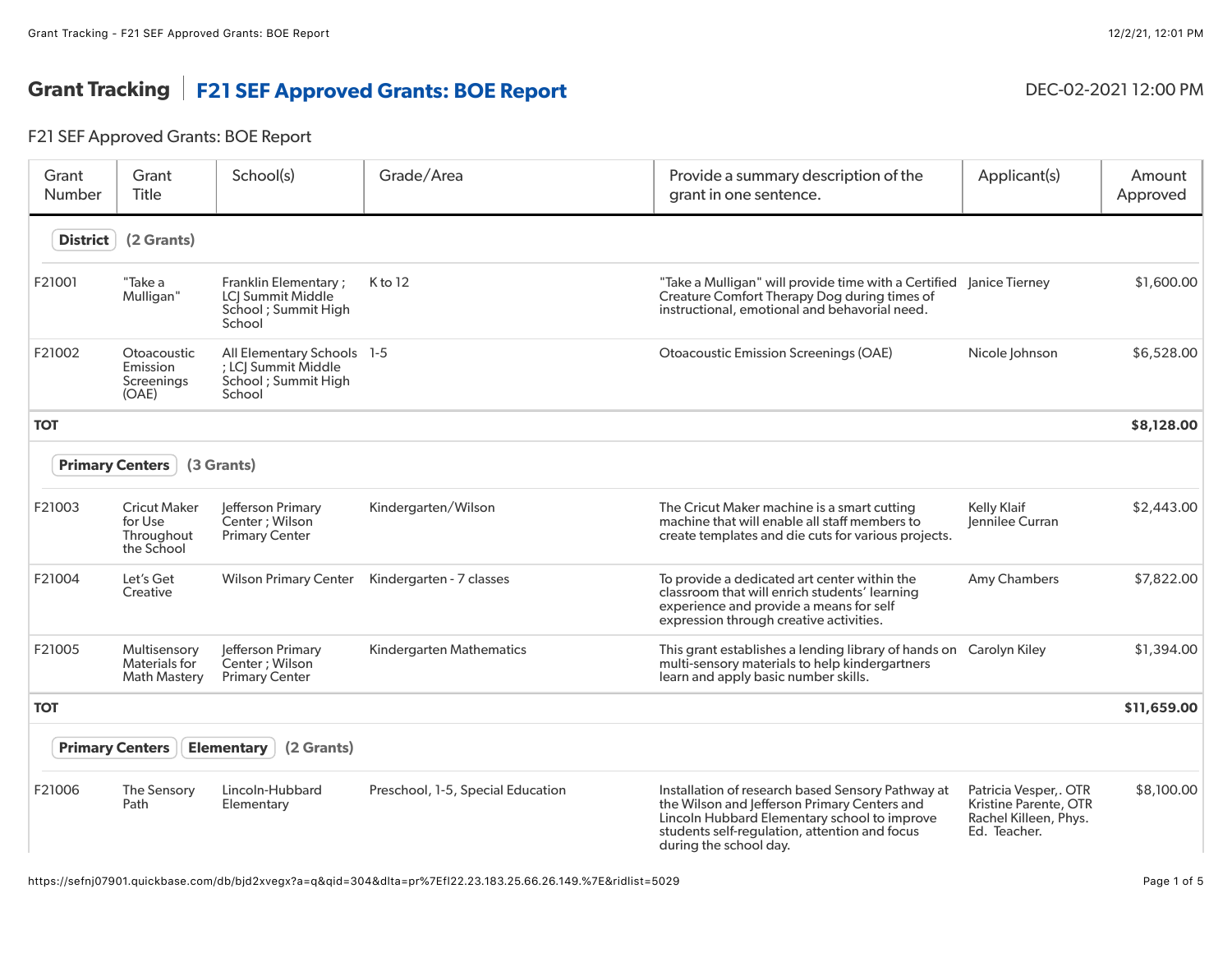# Grant Tracking | F21 SEF Approved Grants: BOE Report

DEC-02-2021 12:00 PM

F21 SEF Approved Grants: BOE Report

| Grant Number | Grant Title | School(s) | Grade/Area | Provide a summary description of the grant in one sentence. | Applicant(s) | Amount Approved |
|---|---|---|---|---|---|---|
| **District** (2 Grants) | | | | | | |
| F21001 | "Take a Mulligan" | Franklin Elementary ; LCJ Summit Middle School ; Summit High School | K to 12 | "Take a Mulligan" will provide time with a Certified Creature Comfort Therapy Dog during times of instructional, emotional and behavorial need. | Janice Tierney | $1,600.00 |
| F21002 | Otoacoustic Emission Screenings (OAE) | All Elementary Schools ; LCJ Summit Middle School ; Summit High School | 1-5 | Otoacoustic Emission Screenings (OAE) | Nicole Johnson | $6,528.00 |
| **TOT** | | | | | | **$8,128.00** |
| **Primary Centers** (3 Grants) | | | | | | |
| F21003 | Cricut Maker for Use Throughout the School | Jefferson Primary Center ; Wilson Primary Center | Kindergarten/Wilson | The Cricut Maker machine is a smart cutting machine that will enable all staff members to create templates and die cuts for various projects. | Kelly Klaif<br>Jennilee Curran | $2,443.00 |
| F21004 | Let's Get Creative | Wilson Primary Center | Kindergarten - 7 classes | To provide a dedicated art center within the classroom that will enrich students' learning experience and provide a means for self expression through creative activities. | Amy Chambers | $7,822.00 |
| F21005 | Multisensory Materials for Math Mastery | Jefferson Primary Center ; Wilson Primary Center | Kindergarten Mathematics | This grant establishes a lending library of hands on multi-sensory materials to help kindergartners learn and apply basic number skills. | Carolyn Kiley | $1,394.00 |
| **TOT** | | | | | | **$11,659.00** |
| **Primary Centers** **Elementary** (2 Grants) | | | | | | |
| F21006 | The Sensory Path | Lincoln-Hubbard Elementary | Preschool, 1-5, Special Education | Installation of research based Sensory Pathway at the Wilson and Jefferson Primary Centers and Lincoln Hubbard Elementary school to improve students self-regulation, attention and focus during the school day. | Patricia Vesper,. OTR<br>Kristine Parente, OTR<br>Rachel Killeen, Phys. Ed. Teacher. | $8,100.00 |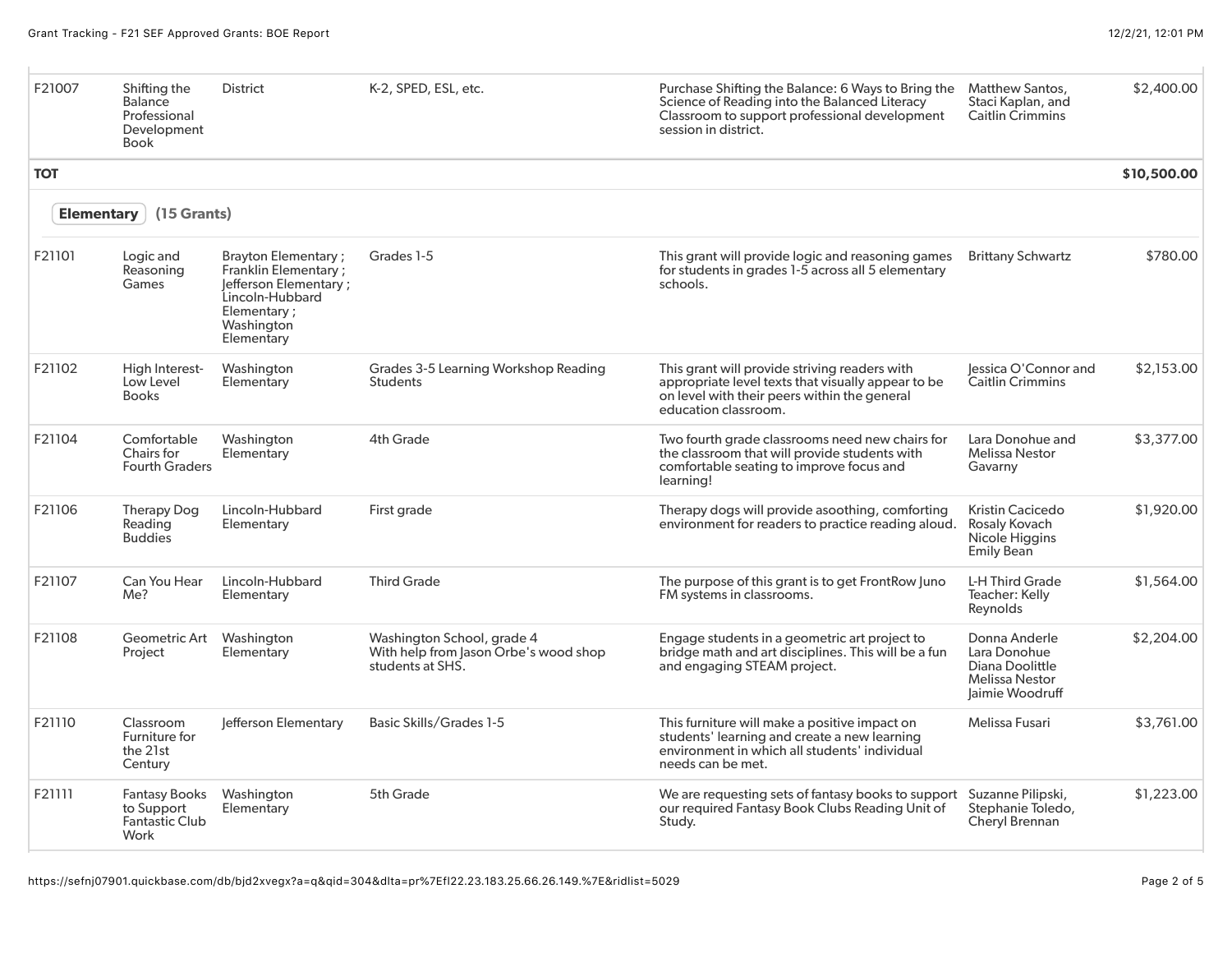| | | | | | | |
|---|---|---|---|---|---|---|
| F21007 | Shifting the Balance Professional Development Book | District | K-2, SPED, ESL, etc. | Purchase Shifting the Balance: 6 Ways to Bring the Science of Reading into the Balanced Literacy Classroom to support professional development session in district. | Matthew Santos, Staci Kaplan, and Caitlin Crimmins | $2,400.00 |
| **TOT** | | | | | | **$10,500.00** |

## Elementary (15 Grants)

| | | | | | | |
|---|---|---|---|---|---|---|
| F21101 | Logic and Reasoning Games | Brayton Elementary ; Franklin Elementary ; Jefferson Elementary ; Lincoln-Hubbard Elementary ; Washington Elementary | Grades 1-5 | This grant will provide logic and reasoning games for students in grades 1-5 across all 5 elementary schools. | Brittany Schwartz | $780.00 |
| F21102 | High Interest-Low Level Books | Washington Elementary | Grades 3-5 Learning Workshop Reading Students | This grant will provide striving readers with appropriate level texts that visually appear to be on level with their peers within the general education classroom. | Jessica O'Connor and Caitlin Crimmins | $2,153.00 |
| F21104 | Comfortable Chairs for Fourth Graders | Washington Elementary | 4th Grade | Two fourth grade classrooms need new chairs for the classroom that will provide students with comfortable seating to improve focus and learning! | Lara Donohue and Melissa Nestor Gavarny | $3,377.00 |
| F21106 | Therapy Dog Reading Buddies | Lincoln-Hubbard Elementary | First grade | Therapy dogs will provide asoothing, comforting environment for readers to practice reading aloud. | Kristin Cacicedo Rosaly Kovach Nicole Higgins Emily Bean | $1,920.00 |
| F21107 | Can You Hear Me? | Lincoln-Hubbard Elementary | Third Grade | The purpose of this grant is to get FrontRow Juno FM systems in classrooms. | L-H Third Grade Teacher: Kelly Reynolds | $1,564.00 |
| F21108 | Geometric Art Project | Washington Elementary | Washington School, grade 4 With help from Jason Orbe's wood shop students at SHS. | Engage students in a geometric art project to bridge math and art disciplines. This will be a fun and engaging STEAM project. | Donna Anderle Lara Donohue Diana Doolittle Melissa Nestor Jaimie Woodruff | $2,204.00 |
| F21110 | Classroom Furniture for the 21st Century | Jefferson Elementary | Basic Skills/Grades 1-5 | This furniture will make a positive impact on students' learning and create a new learning environment in which all students' individual needs can be met. | Melissa Fusari | $3,761.00 |
| F21111 | Fantasy Books to Support Fantastic Club Work | Washington Elementary | 5th Grade | We are requesting sets of fantasy books to support our required Fantasy Book Clubs Reading Unit of Study. | Suzanne Pilipski, Stephanie Toledo, Cheryl Brennan | $1,223.00 |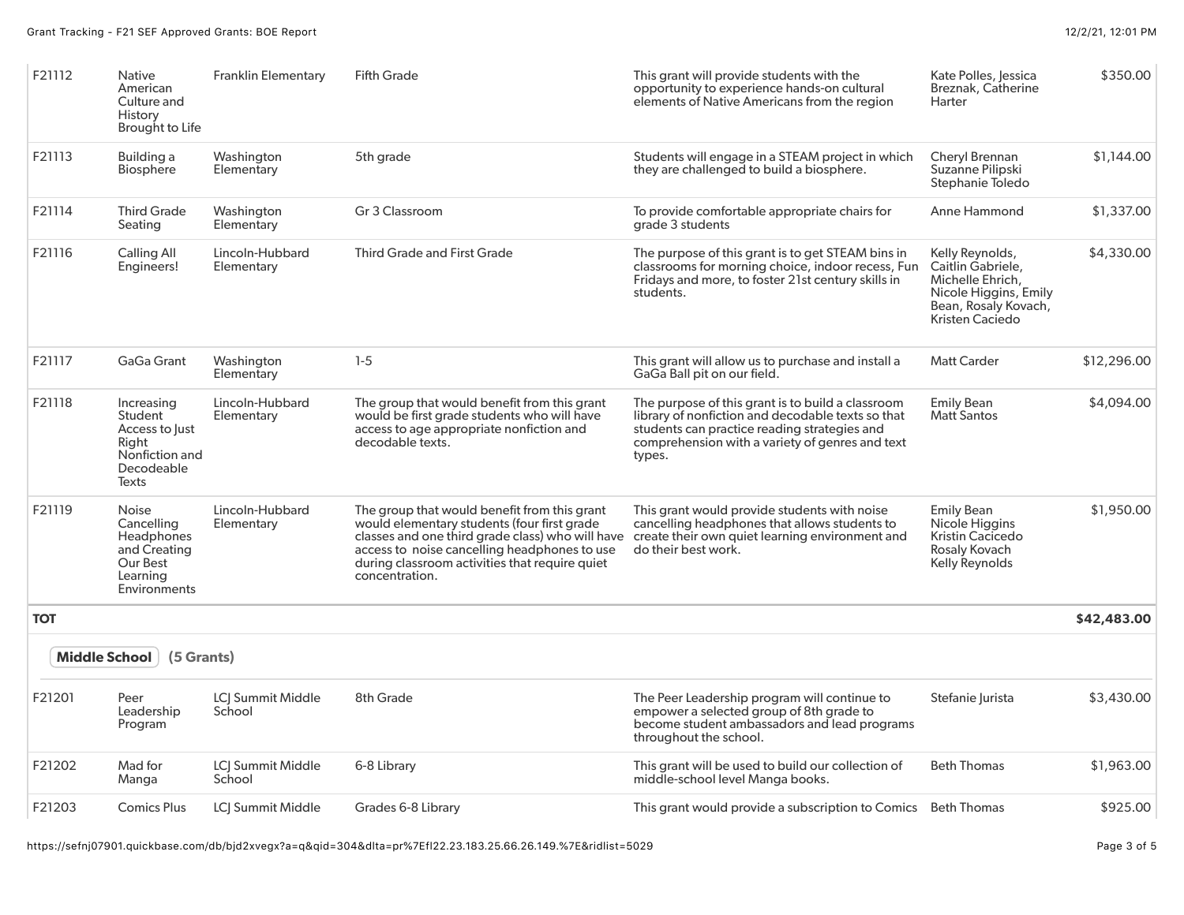| | | | | | | |
|---|---|---|---|---|---|---|
| F21112 | Native American Culture and History Brought to Life | Franklin Elementary | Fifth Grade | This grant will provide students with the opportunity to experience hands-on cultural elements of Native Americans from the region | Kate Polles, Jessica Breznak, Catherine Harter | $350.00 |
| F21113 | Building a Biosphere | Washington Elementary | 5th grade | Students will engage in a STEAM project in which they are challenged to build a biosphere. | Cheryl Brennan Suzanne Pilipski Stephanie Toledo | $1,144.00 |
| F21114 | Third Grade Seating | Washington Elementary | Gr 3 Classroom | To provide comfortable appropriate chairs for grade 3 students | Anne Hammond | $1,337.00 |
| F21116 | Calling All Engineers! | Lincoln-Hubbard Elementary | Third Grade and First Grade | The purpose of this grant is to get STEAM bins in classrooms for morning choice, indoor recess, Fun Fridays and more, to foster 21st century skills in students. | Kelly Reynolds, Caitlin Gabriele, Michelle Ehrich, Nicole Higgins, Emily Bean, Rosaly Kovach, Kristen Caciedo | $4,330.00 |
| F21117 | GaGa Grant | Washington Elementary | 1-5 | This grant will allow us to purchase and install a GaGa Ball pit on our field. | Matt Carder | $12,296.00 |
| F21118 | Increasing Student Access to Just Right Nonfiction and Decodeable Texts | Lincoln-Hubbard Elementary | The group that would benefit from this grant would be first grade students who will have access to age appropriate nonfiction and decodable texts. | The purpose of this grant is to build a classroom library of nonfiction and decodable texts so that students can practice reading strategies and comprehension with a variety of genres and text types. | Emily Bean Matt Santos | $4,094.00 |
| F21119 | Noise Cancelling Headphones and Creating Our Best Learning Environments | Lincoln-Hubbard Elementary | The group that would benefit from this grant would elementary students (four first grade classes and one third grade class) who will have access to noise cancelling headphones to use during classroom activities that require quiet concentration. | This grant would provide students with noise cancelling headphones that allows students to create their own quiet learning environment and do their best work. | Emily Bean Nicole Higgins Kristin Cacicedo Rosaly Kovach Kelly Reynolds | $1,950.00 |
| **TOT** | | | | | | **$42,483.00** |

**Middle School** **(5 Grants)**

| | | | | | | |
|---|---|---|---|---|---|---|
| F21201 | Peer Leadership Program | LCJ Summit Middle School | 8th Grade | The Peer Leadership program will continue to empower a selected group of 8th grade to become student ambassadors and lead programs throughout the school. | Stefanie Jurista | $3,430.00 |
| F21202 | Mad for Manga | LCJ Summit Middle School | 6-8 Library | This grant will be used to build our collection of middle-school level Manga books. | Beth Thomas | $1,963.00 |
| F21203 | Comics Plus | LCJ Summit Middle | Grades 6-8 Library | This grant would provide a subscription to Comics | Beth Thomas | $925.00 |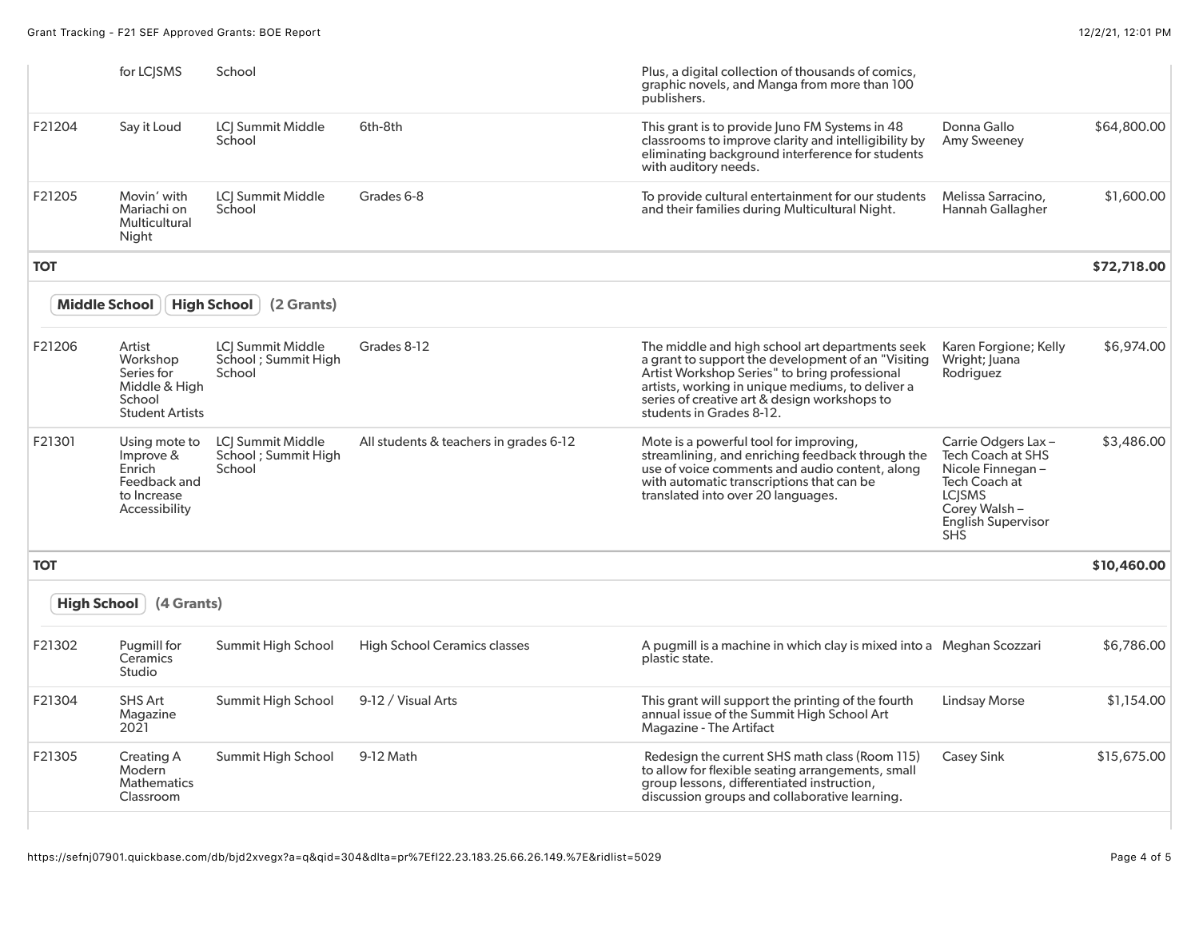| | | | | | | |
|---|---|---|---|---|---|---|
| | for LCJSMS | School | | Plus, a digital collection of thousands of comics, graphic novels, and Manga from more than 100 publishers. | | |
| F21204 | Say it Loud | LCJ Summit Middle School | 6th-8th | This grant is to provide Juno FM Systems in 48 classrooms to improve clarity and intelligibility by eliminating background interference for students with auditory needs. | Donna Gallo Amy Sweeney | $64,800.00 |
| F21205 | Movin' with Mariachi on Multicultural Night | LCJ Summit Middle School | Grades 6-8 | To provide cultural entertainment for our students and their families during Multicultural Night. | Melissa Sarracino, Hannah Gallagher | $1,600.00 |
| **TOT** | | | | | | **$72,718.00** |

**Middle School** **High School** **(2 Grants)**

| | | | | | | |
|---|---|---|---|---|---|---|
| F21206 | Artist Workshop Series for Middle & High School Student Artists | LCJ Summit Middle School ; Summit High School | Grades 8-12 | The middle and high school art departments seek a grant to support the development of an "Visiting Artist Workshop Series" to bring professional artists, working in unique mediums, to deliver a series of creative art & design workshops to students in Grades 8-12. | Karen Forgione; Kelly Wright; Juana Rodriguez | $6,974.00 |
| F21301 | Using mote to Improve & Enrich Feedback and to Increase Accessibility | LCJ Summit Middle School ; Summit High School | All students & teachers in grades 6-12 | Mote is a powerful tool for improving, streamlining, and enriching feedback through the use of voice comments and audio content, along with automatic transcriptions that can be translated into over 20 languages. | Carrie Odgers Lax – Tech Coach at SHS Nicole Finnegan – Tech Coach at LCJSMS Corey Walsh – English Supervisor SHS | $3,486.00 |
| **TOT** | | | | | | **$10,460.00** |

**High School** **(4 Grants)**

| | | | | | | |
|---|---|---|---|---|---|---|
| F21302 | Pugmill for Ceramics Studio | Summit High School | High School Ceramics classes | A pugmill is a machine in which clay is mixed into a plastic state. | Meghan Scozzari | $6,786.00 |
| F21304 | SHS Art Magazine 2021 | Summit High School | 9-12 / Visual Arts | This grant will support the printing of the fourth annual issue of the Summit High School Art Magazine - The Artifact | Lindsay Morse | $1,154.00 |
| F21305 | Creating A Modern Mathematics Classroom | Summit High School | 9-12 Math | Redesign the current SHS math class (Room 115) to allow for flexible seating arrangements, small group lessons, differentiated instruction, discussion groups and collaborative learning. | Casey Sink | $15,675.00 |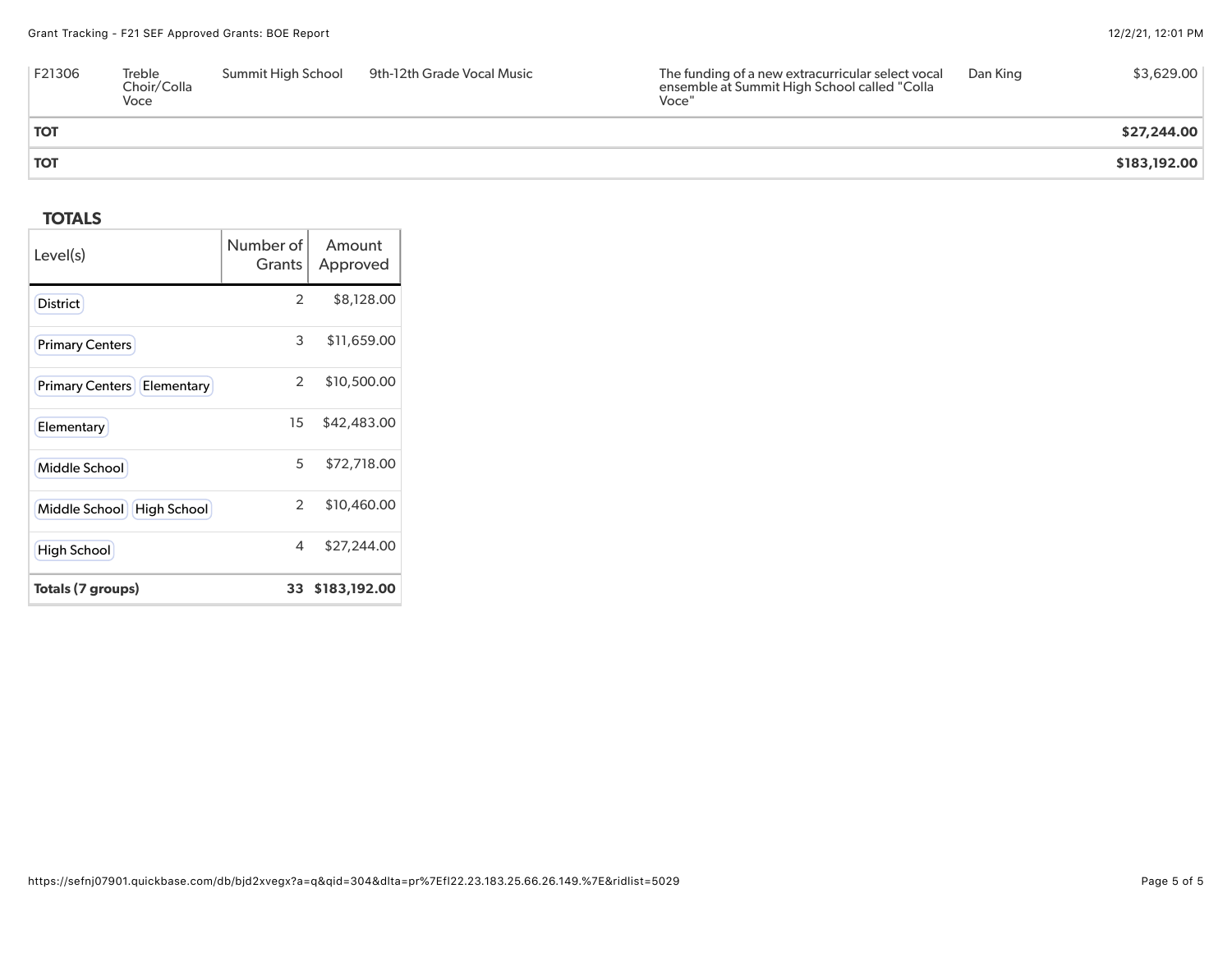| | | | | | | |
|---|---|---|---|---|---|---|
| F21306 | Treble Choir/Colla Voce | Summit High School | 9th-12th Grade Vocal Music | The funding of a new extracurricular select vocal ensemble at Summit High School called "Colla Voce" | Dan King | $3,629.00 |
| **TOT** | | | | | | **$27,244.00** |
| **TOT** | | | | | | **$183,192.00** |

## TOTALS

| Level(s) | Number of Grants | Amount Approved |
|---|---|---|
| District | 2 | $8,128.00 |
| Primary Centers | 3 | $11,659.00 |
| Primary Centers, Elementary | 2 | $10,500.00 |
| Elementary | 15 | $42,483.00 |
| Middle School | 5 | $72,718.00 |
| Middle School, High School | 2 | $10,460.00 |
| High School | 4 | $27,244.00 |
| **Totals (7 groups)** | **33** | **$183,192.00** |